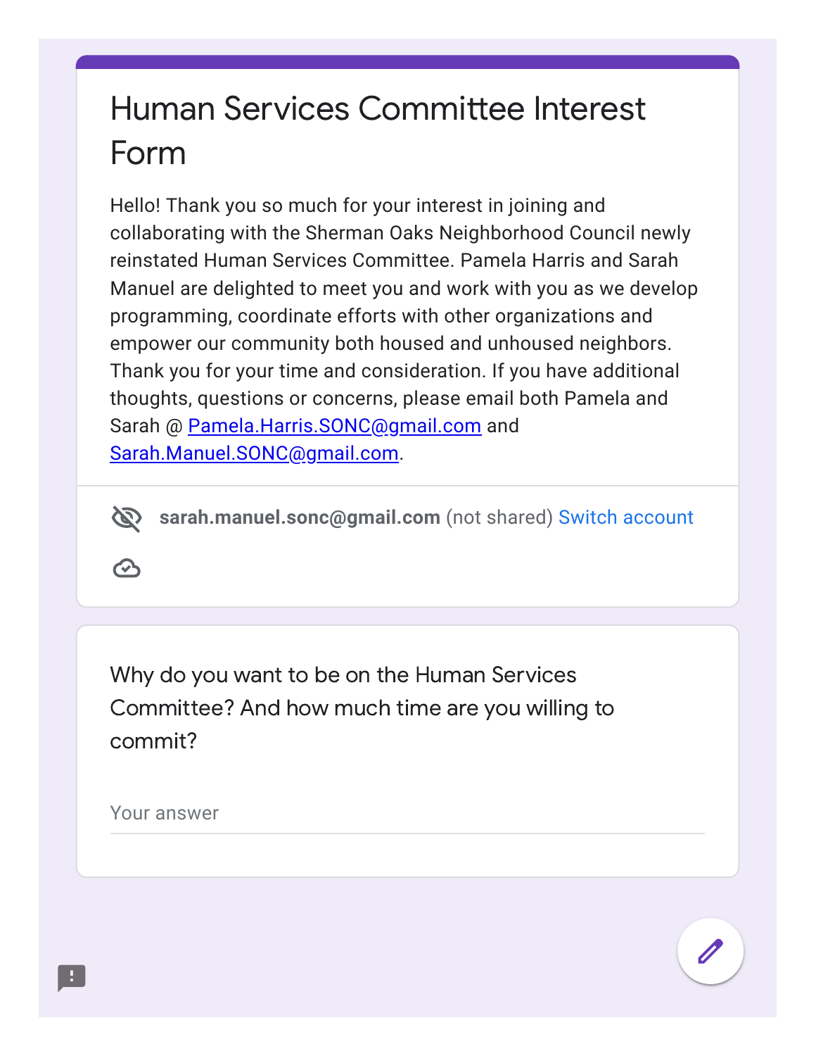# Human Services Committee Interest Form

Hello! Thank you so much for your interest in joining and collaborating with the Sherman Oaks Neighborhood Council newly reinstated Human Services Committee. Pamela Harris and Sarah Manuel are delighted to meet you and work with you as we develop programming, coordinate efforts with other organizations and empower our community both housed and unhoused neighbors. Thank you for your time and consideration. If you have additional thoughts, questions or concerns, please email both Pamela and Sarah @ Pamela.Harris.SONC@gmail.com and Sarah.Manuel.SONC@gmail.com.

**sarah.manuel.sonc@gmail.com** (not shared) Switch account

Why do you want to be on the Human Services Committee? And how much time are you willing to commit?

Your answer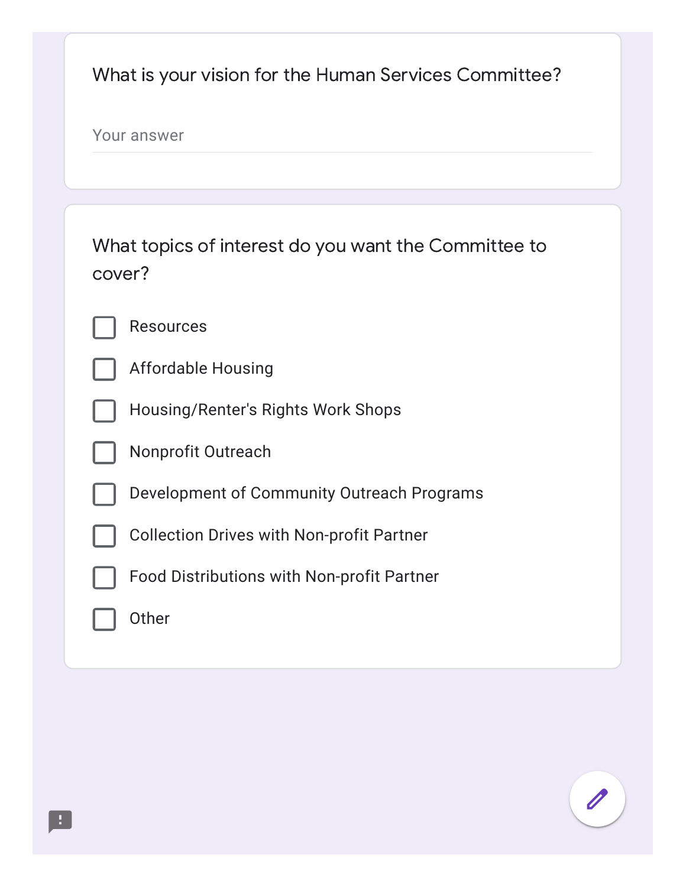What is your vision for the Human Services Committee?

Your answer

What topics of interest do you want the Committee to cover?

- [ ] Resources
- [ ] Affordable Housing
- [ ] Housing/Renter's Rights Work Shops
- [ ] Nonprofit Outreach
- [ ] Development of Community Outreach Programs
- [ ] Collection Drives with Non-profit Partner
- [ ] Food Distributions with Non-profit Partner
- [ ] Other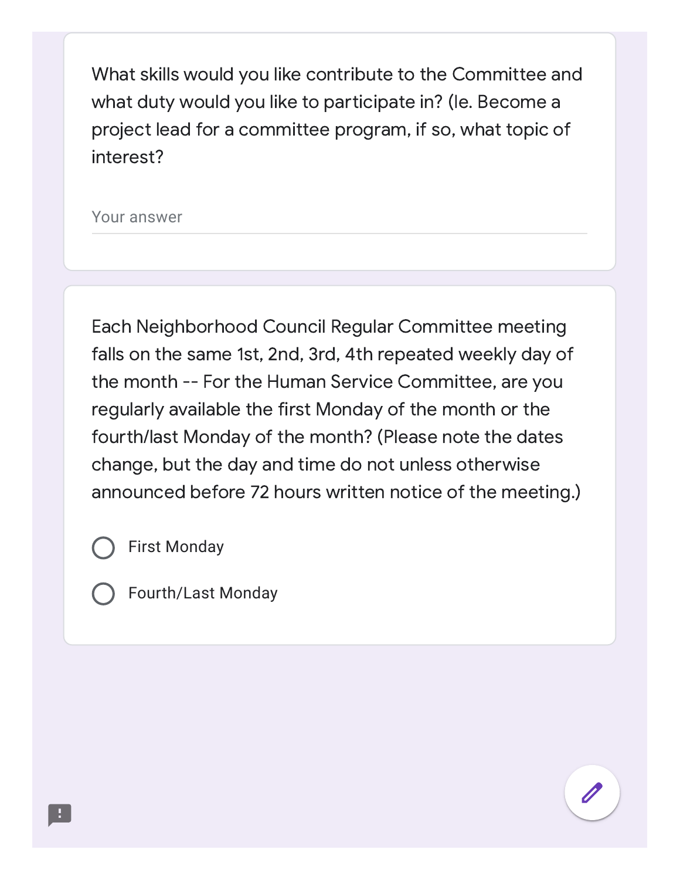What skills would you like contribute to the Committee and what duty would you like to participate in? (Ie. Become a project lead for a committee program, if so, what topic of interest?

Your answer

---

Each Neighborhood Council Regular Committee meeting falls on the same 1st, 2nd, 3rd, 4th repeated weekly day of the month -- For the Human Service Committee, are you regularly available the first Monday of the month or the fourth/last Monday of the month? (Please note the dates change, but the day and time do not unless otherwise announced before 72 hours written notice of the meeting.)

- ○ First Monday
- ○ Fourth/Last Monday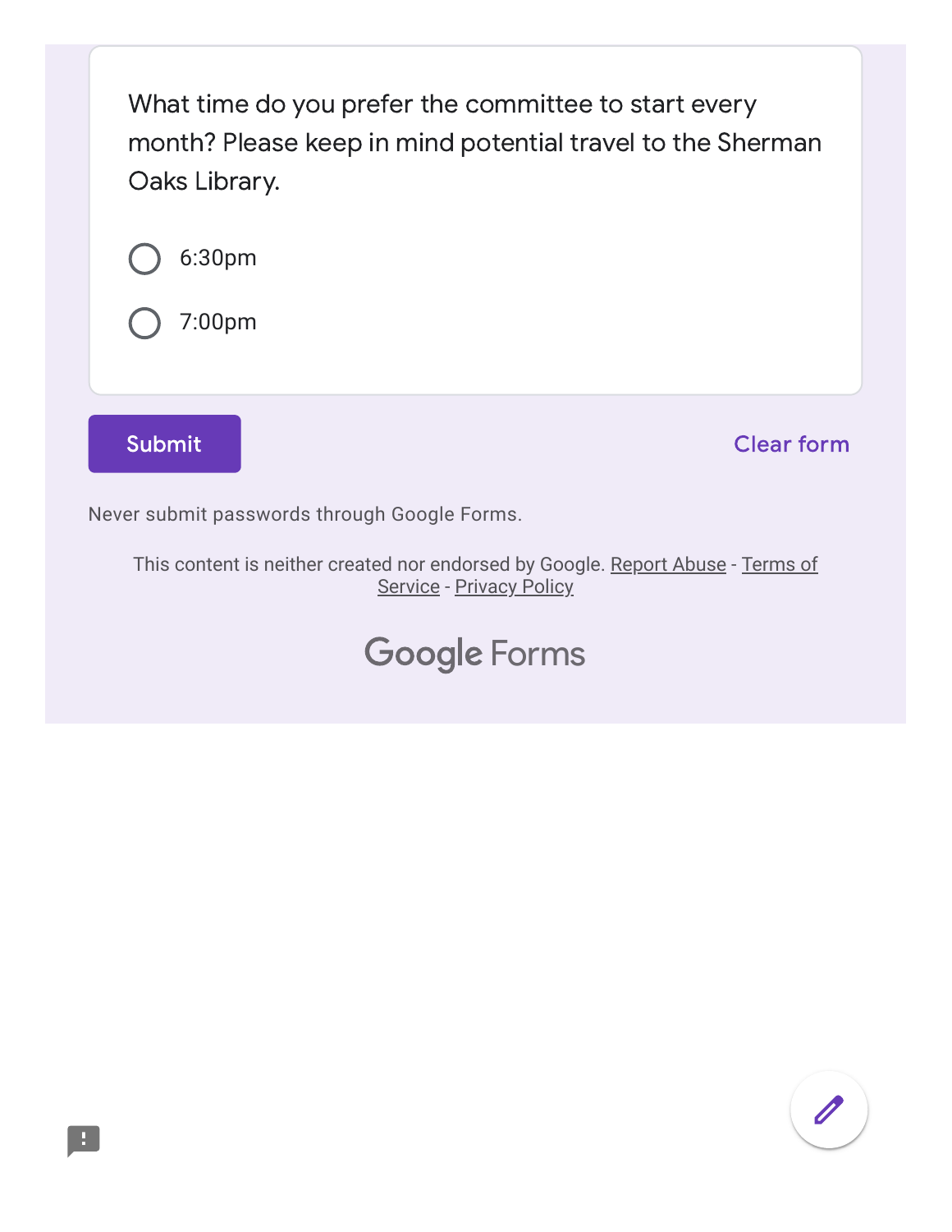What time do you prefer the committee to start every month? Please keep in mind potential travel to the Sherman Oaks Library.

- 6:30pm
- 7:00pm

Submit

Clear form

Never submit passwords through Google Forms.

This content is neither created nor endorsed by Google. Report Abuse - Terms of Service - Privacy Policy

Google Forms